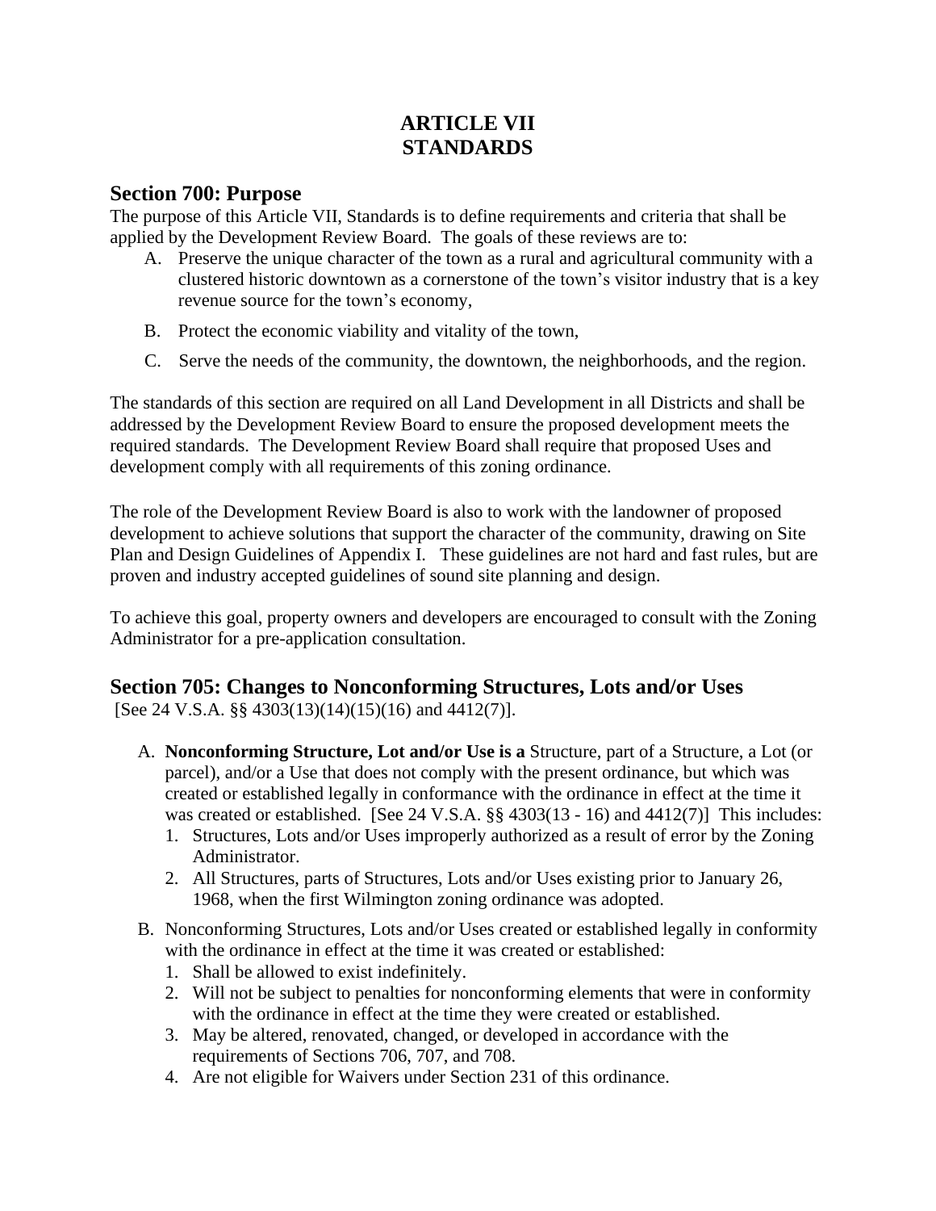# ARTICLE VII
# STANDARDS

## Section 700: Purpose

The purpose of this Article VII, Standards is to define requirements and criteria that shall be applied by the Development Review Board. The goals of these reviews are to:

A. Preserve the unique character of the town as a rural and agricultural community with a clustered historic downtown as a cornerstone of the town's visitor industry that is a key revenue source for the town's economy,

B. Protect the economic viability and vitality of the town,

C. Serve the needs of the community, the downtown, the neighborhoods, and the region.

The standards of this section are required on all Land Development in all Districts and shall be addressed by the Development Review Board to ensure the proposed development meets the required standards. The Development Review Board shall require that proposed Uses and development comply with all requirements of this zoning ordinance.

The role of the Development Review Board is also to work with the landowner of proposed development to achieve solutions that support the character of the community, drawing on Site Plan and Design Guidelines of Appendix I. These guidelines are not hard and fast rules, but are proven and industry accepted guidelines of sound site planning and design.

To achieve this goal, property owners and developers are encouraged to consult with the Zoning Administrator for a pre-application consultation.

## Section 705: Changes to Nonconforming Structures, Lots and/or Uses

[See 24 V.S.A. §§ 4303(13)(14)(15)(16) and 4412(7)].

A. **Nonconforming Structure, Lot and/or Use is a** Structure, part of a Structure, a Lot (or parcel), and/or a Use that does not comply with the present ordinance, but which was created or established legally in conformance with the ordinance in effect at the time it was created or established. [See 24 V.S.A. §§ 4303(13 - 16) and 4412(7)] This includes:
   1. Structures, Lots and/or Uses improperly authorized as a result of error by the Zoning Administrator.
   2. All Structures, parts of Structures, Lots and/or Uses existing prior to January 26, 1968, when the first Wilmington zoning ordinance was adopted.

B. Nonconforming Structures, Lots and/or Uses created or established legally in conformity with the ordinance in effect at the time it was created or established:
   1. Shall be allowed to exist indefinitely.
   2. Will not be subject to penalties for nonconforming elements that were in conformity with the ordinance in effect at the time they were created or established.
   3. May be altered, renovated, changed, or developed in accordance with the requirements of Sections 706, 707, and 708.
   4. Are not eligible for Waivers under Section 231 of this ordinance.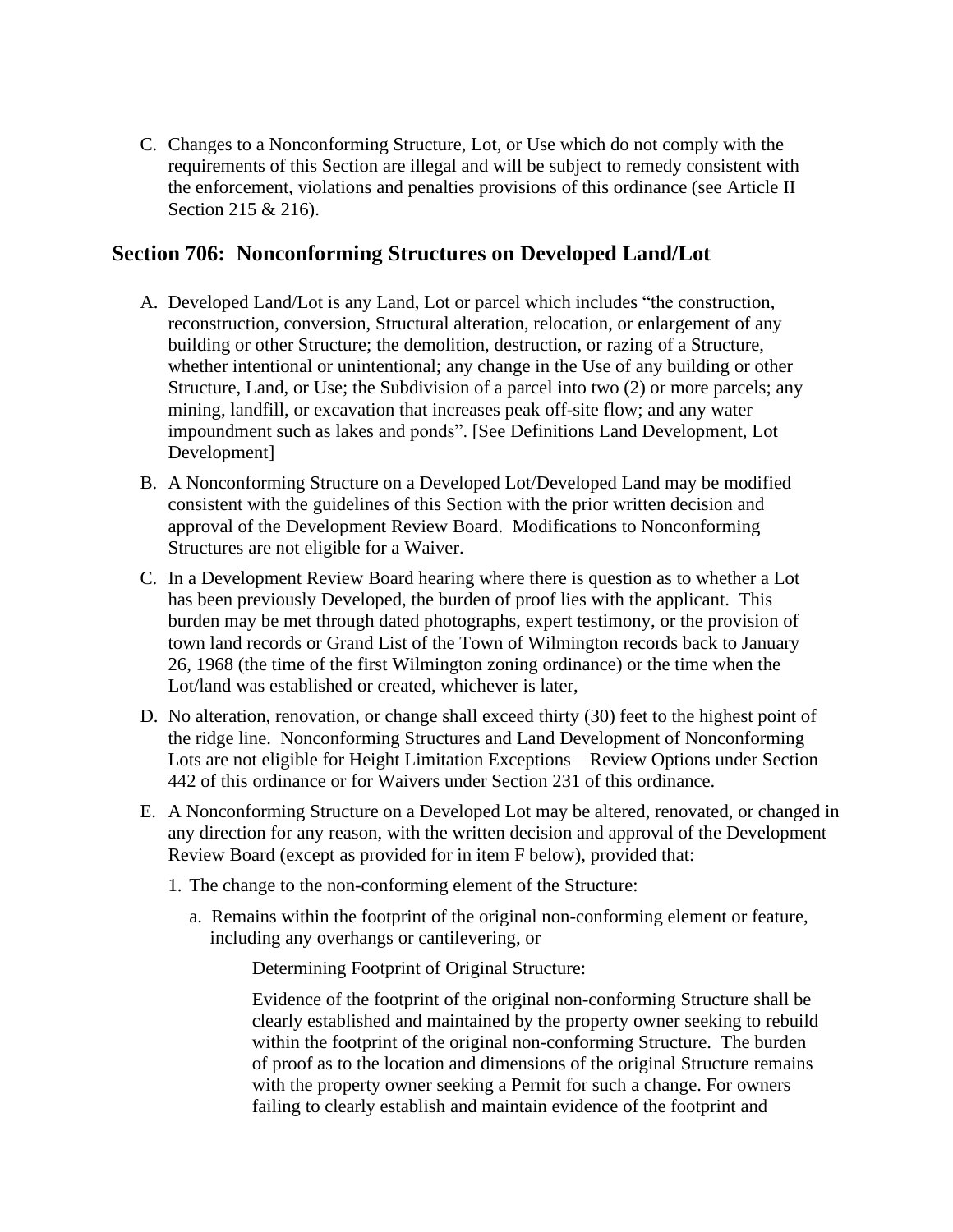C. Changes to a Nonconforming Structure, Lot, or Use which do not comply with the requirements of this Section are illegal and will be subject to remedy consistent with the enforcement, violations and penalties provisions of this ordinance (see Article II Section 215 & 216).

## Section 706: Nonconforming Structures on Developed Land/Lot

A. Developed Land/Lot is any Land, Lot or parcel which includes "the construction, reconstruction, conversion, Structural alteration, relocation, or enlargement of any building or other Structure; the demolition, destruction, or razing of a Structure, whether intentional or unintentional; any change in the Use of any building or other Structure, Land, or Use; the Subdivision of a parcel into two (2) or more parcels; any mining, landfill, or excavation that increases peak off-site flow; and any water impoundment such as lakes and ponds". [See Definitions Land Development, Lot Development]

B. A Nonconforming Structure on a Developed Lot/Developed Land may be modified consistent with the guidelines of this Section with the prior written decision and approval of the Development Review Board. Modifications to Nonconforming Structures are not eligible for a Waiver.

C. In a Development Review Board hearing where there is question as to whether a Lot has been previously Developed, the burden of proof lies with the applicant. This burden may be met through dated photographs, expert testimony, or the provision of town land records or Grand List of the Town of Wilmington records back to January 26, 1968 (the time of the first Wilmington zoning ordinance) or the time when the Lot/land was established or created, whichever is later,

D. No alteration, renovation, or change shall exceed thirty (30) feet to the highest point of the ridge line. Nonconforming Structures and Land Development of Nonconforming Lots are not eligible for Height Limitation Exceptions – Review Options under Section 442 of this ordinance or for Waivers under Section 231 of this ordinance.

E. A Nonconforming Structure on a Developed Lot may be altered, renovated, or changed in any direction for any reason, with the written decision and approval of the Development Review Board (except as provided for in item F below), provided that:

   1. The change to the non-conforming element of the Structure:

      a. Remains within the footprint of the original non-conforming element or feature, including any overhangs or cantilevering, or

         Determining Footprint of Original Structure:

         Evidence of the footprint of the original non-conforming Structure shall be clearly established and maintained by the property owner seeking to rebuild within the footprint of the original non-conforming Structure. The burden of proof as to the location and dimensions of the original Structure remains with the property owner seeking a Permit for such a change. For owners failing to clearly establish and maintain evidence of the footprint and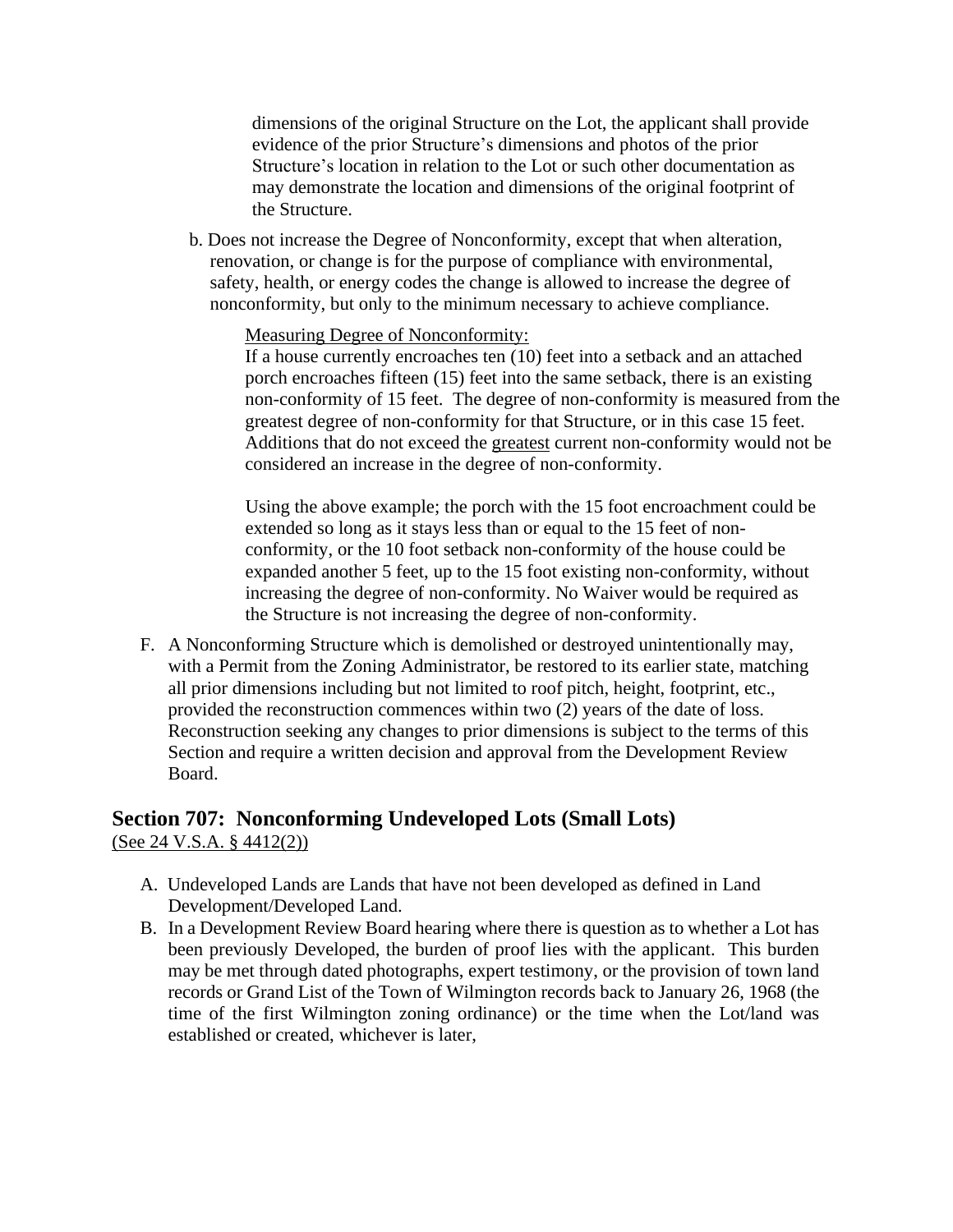dimensions of the original Structure on the Lot, the applicant shall provide evidence of the prior Structure's dimensions and photos of the prior Structure's location in relation to the Lot or such other documentation as may demonstrate the location and dimensions of the original footprint of the Structure.

b. Does not increase the Degree of Nonconformity, except that when alteration, renovation, or change is for the purpose of compliance with environmental, safety, health, or energy codes the change is allowed to increase the degree of nonconformity, but only to the minimum necessary to achieve compliance.

<u>Measuring Degree of Nonconformity:</u>

If a house currently encroaches ten (10) feet into a setback and an attached porch encroaches fifteen (15) feet into the same setback, there is an existing non-conformity of 15 feet. The degree of non-conformity is measured from the greatest degree of non-conformity for that Structure, or in this case 15 feet. Additions that do not exceed the <u>greatest</u> current non-conformity would not be considered an increase in the degree of non-conformity.

Using the above example; the porch with the 15 foot encroachment could be extended so long as it stays less than or equal to the 15 feet of non-conformity, or the 10 foot setback non-conformity of the house could be expanded another 5 feet, up to the 15 foot existing non-conformity, without increasing the degree of non-conformity. No Waiver would be required as the Structure is not increasing the degree of non-conformity.

F. A Nonconforming Structure which is demolished or destroyed unintentionally may, with a Permit from the Zoning Administrator, be restored to its earlier state, matching all prior dimensions including but not limited to roof pitch, height, footprint, etc., provided the reconstruction commences within two (2) years of the date of loss. Reconstruction seeking any changes to prior dimensions is subject to the terms of this Section and require a written decision and approval from the Development Review Board.

## Section 707: Nonconforming Undeveloped Lots (Small Lots)

<u>(See 24 V.S.A. § 4412(2))</u>

A. Undeveloped Lands are Lands that have not been developed as defined in Land Development/Developed Land.

B. In a Development Review Board hearing where there is question as to whether a Lot has been previously Developed, the burden of proof lies with the applicant. This burden may be met through dated photographs, expert testimony, or the provision of town land records or Grand List of the Town of Wilmington records back to January 26, 1968 (the time of the first Wilmington zoning ordinance) or the time when the Lot/land was established or created, whichever is later,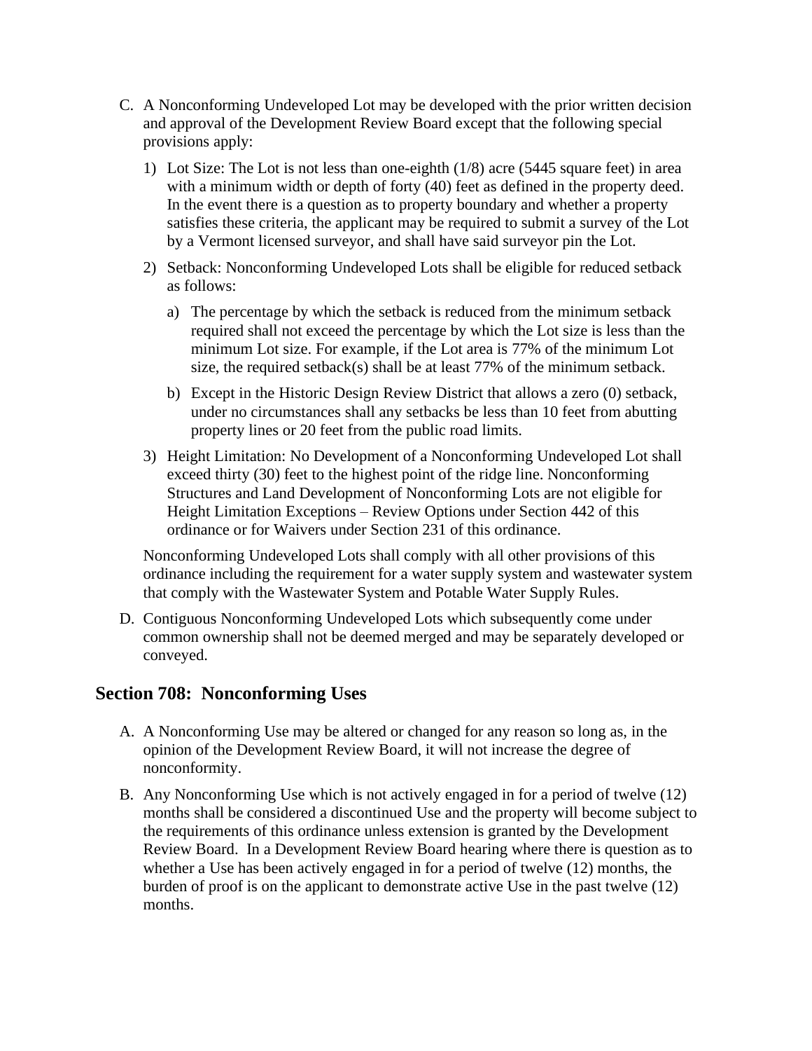C. A Nonconforming Undeveloped Lot may be developed with the prior written decision and approval of the Development Review Board except that the following special provisions apply:

   1) Lot Size: The Lot is not less than one-eighth (1/8) acre (5445 square feet) in area with a minimum width or depth of forty (40) feet as defined in the property deed. In the event there is a question as to property boundary and whether a property satisfies these criteria, the applicant may be required to submit a survey of the Lot by a Vermont licensed surveyor, and shall have said surveyor pin the Lot.

   2) Setback: Nonconforming Undeveloped Lots shall be eligible for reduced setback as follows:

      a) The percentage by which the setback is reduced from the minimum setback required shall not exceed the percentage by which the Lot size is less than the minimum Lot size. For example, if the Lot area is 77% of the minimum Lot size, the required setback(s) shall be at least 77% of the minimum setback.

      b) Except in the Historic Design Review District that allows a zero (0) setback, under no circumstances shall any setbacks be less than 10 feet from abutting property lines or 20 feet from the public road limits.

   3) Height Limitation: No Development of a Nonconforming Undeveloped Lot shall exceed thirty (30) feet to the highest point of the ridge line. Nonconforming Structures and Land Development of Nonconforming Lots are not eligible for Height Limitation Exceptions – Review Options under Section 442 of this ordinance or for Waivers under Section 231 of this ordinance.

   Nonconforming Undeveloped Lots shall comply with all other provisions of this ordinance including the requirement for a water supply system and wastewater system that comply with the Wastewater System and Potable Water Supply Rules.

D. Contiguous Nonconforming Undeveloped Lots which subsequently come under common ownership shall not be deemed merged and may be separately developed or conveyed.

## Section 708: Nonconforming Uses

A. A Nonconforming Use may be altered or changed for any reason so long as, in the opinion of the Development Review Board, it will not increase the degree of nonconformity.

B. Any Nonconforming Use which is not actively engaged in for a period of twelve (12) months shall be considered a discontinued Use and the property will become subject to the requirements of this ordinance unless extension is granted by the Development Review Board. In a Development Review Board hearing where there is question as to whether a Use has been actively engaged in for a period of twelve (12) months, the burden of proof is on the applicant to demonstrate active Use in the past twelve (12) months.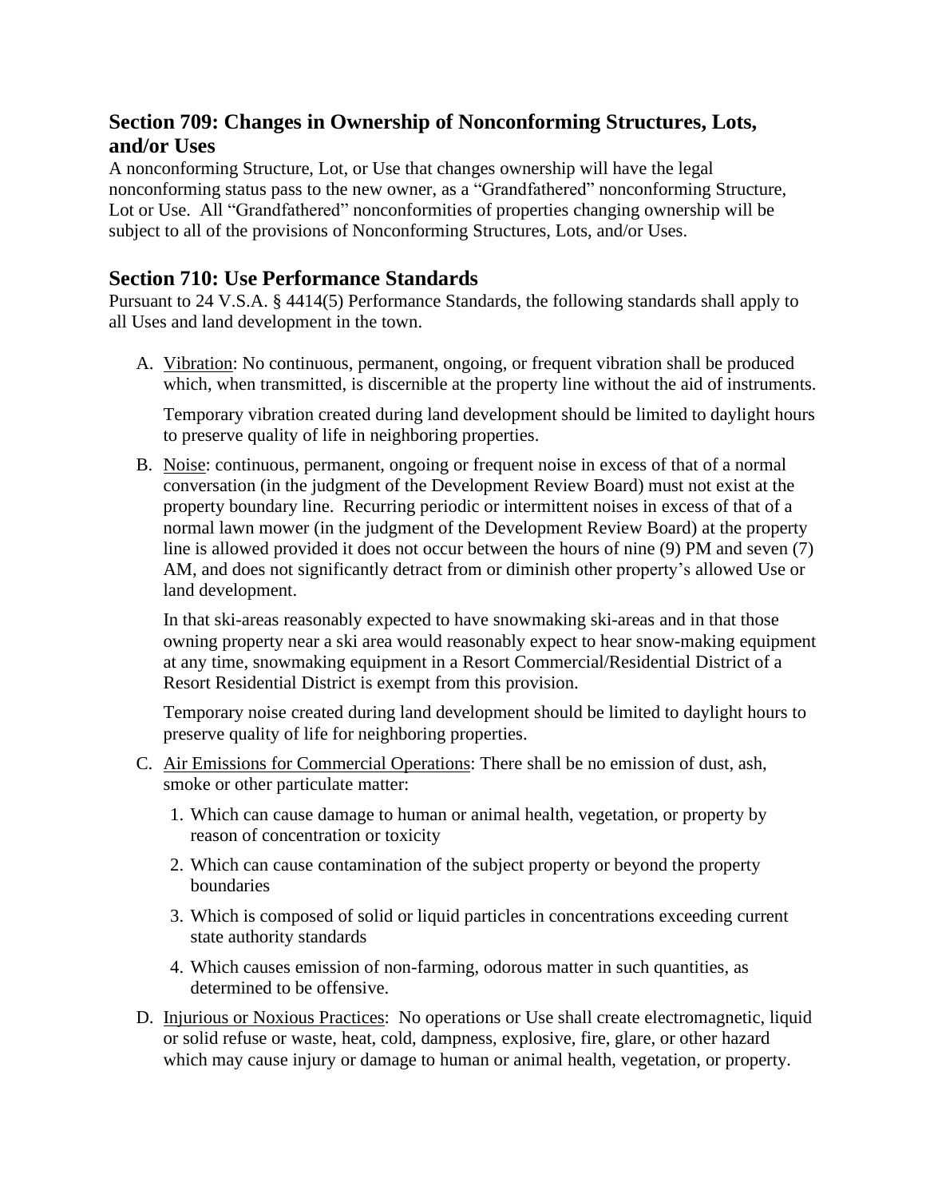## Section 709: Changes in Ownership of Nonconforming Structures, Lots, and/or Uses

A nonconforming Structure, Lot, or Use that changes ownership will have the legal nonconforming status pass to the new owner, as a "Grandfathered" nonconforming Structure, Lot or Use. All "Grandfathered" nonconformities of properties changing ownership will be subject to all of the provisions of Nonconforming Structures, Lots, and/or Uses.

## Section 710: Use Performance Standards

Pursuant to 24 V.S.A. § 4414(5) Performance Standards, the following standards shall apply to all Uses and land development in the town.

A. Vibration: No continuous, permanent, ongoing, or frequent vibration shall be produced which, when transmitted, is discernible at the property line without the aid of instruments.

   Temporary vibration created during land development should be limited to daylight hours to preserve quality of life in neighboring properties.

B. Noise: continuous, permanent, ongoing or frequent noise in excess of that of a normal conversation (in the judgment of the Development Review Board) must not exist at the property boundary line. Recurring periodic or intermittent noises in excess of that of a normal lawn mower (in the judgment of the Development Review Board) at the property line is allowed provided it does not occur between the hours of nine (9) PM and seven (7) AM, and does not significantly detract from or diminish other property's allowed Use or land development.

   In that ski-areas reasonably expected to have snowmaking ski-areas and in that those owning property near a ski area would reasonably expect to hear snow-making equipment at any time, snowmaking equipment in a Resort Commercial/Residential District of a Resort Residential District is exempt from this provision.

   Temporary noise created during land development should be limited to daylight hours to preserve quality of life for neighboring properties.

C. Air Emissions for Commercial Operations: There shall be no emission of dust, ash, smoke or other particulate matter:

   1. Which can cause damage to human or animal health, vegetation, or property by reason of concentration or toxicity
   2. Which can cause contamination of the subject property or beyond the property boundaries
   3. Which is composed of solid or liquid particles in concentrations exceeding current state authority standards
   4. Which causes emission of non-farming, odorous matter in such quantities, as determined to be offensive.

D. Injurious or Noxious Practices: No operations or Use shall create electromagnetic, liquid or solid refuse or waste, heat, cold, dampness, explosive, fire, glare, or other hazard which may cause injury or damage to human or animal health, vegetation, or property.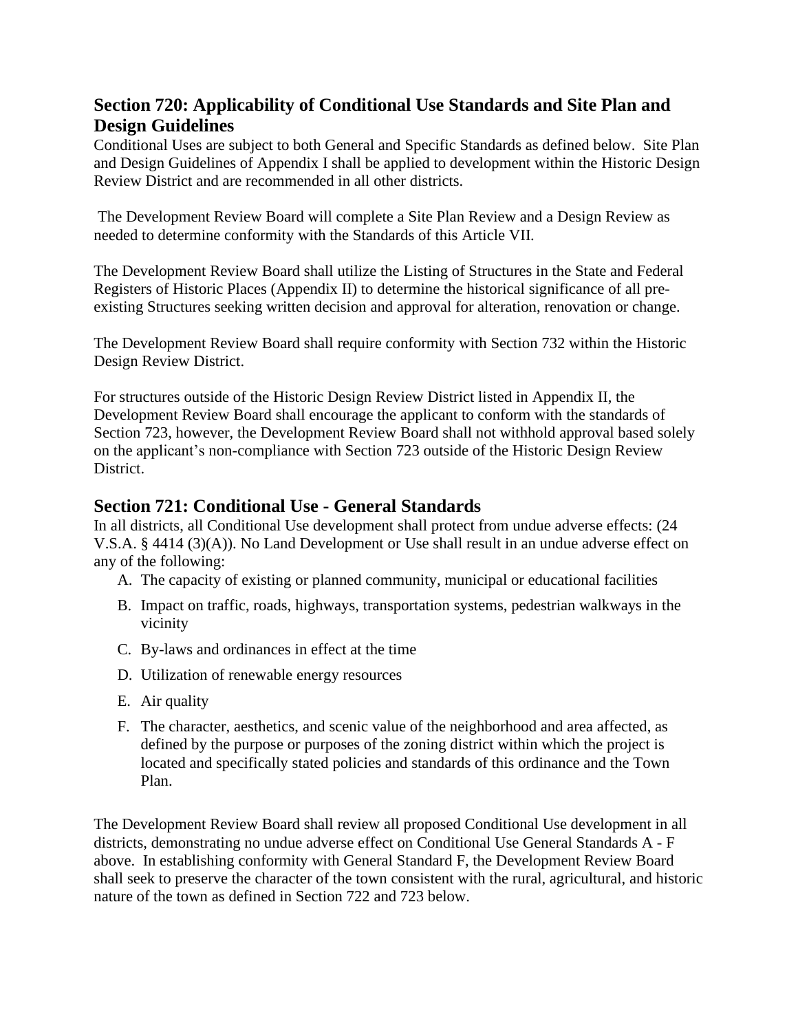## Section 720: Applicability of Conditional Use Standards and Site Plan and Design Guidelines

Conditional Uses are subject to both General and Specific Standards as defined below. Site Plan and Design Guidelines of Appendix I shall be applied to development within the Historic Design Review District and are recommended in all other districts.

The Development Review Board will complete a Site Plan Review and a Design Review as needed to determine conformity with the Standards of this Article VII.

The Development Review Board shall utilize the Listing of Structures in the State and Federal Registers of Historic Places (Appendix II) to determine the historical significance of all pre-existing Structures seeking written decision and approval for alteration, renovation or change.

The Development Review Board shall require conformity with Section 732 within the Historic Design Review District.

For structures outside of the Historic Design Review District listed in Appendix II, the Development Review Board shall encourage the applicant to conform with the standards of Section 723, however, the Development Review Board shall not withhold approval based solely on the applicant's non-compliance with Section 723 outside of the Historic Design Review District.

## Section 721: Conditional Use - General Standards

In all districts, all Conditional Use development shall protect from undue adverse effects: (24 V.S.A. § 4414 (3)(A)). No Land Development or Use shall result in an undue adverse effect on any of the following:

A. The capacity of existing or planned community, municipal or educational facilities
B. Impact on traffic, roads, highways, transportation systems, pedestrian walkways in the vicinity
C. By-laws and ordinances in effect at the time
D. Utilization of renewable energy resources
E. Air quality
F. The character, aesthetics, and scenic value of the neighborhood and area affected, as defined by the purpose or purposes of the zoning district within which the project is located and specifically stated policies and standards of this ordinance and the Town Plan.

The Development Review Board shall review all proposed Conditional Use development in all districts, demonstrating no undue adverse effect on Conditional Use General Standards A - F above. In establishing conformity with General Standard F, the Development Review Board shall seek to preserve the character of the town consistent with the rural, agricultural, and historic nature of the town as defined in Section 722 and 723 below.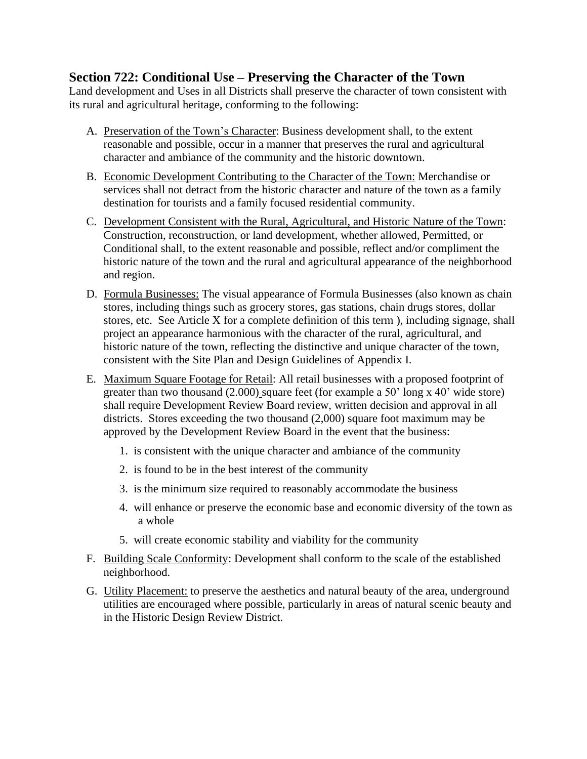## Section 722: Conditional Use – Preserving the Character of the Town

Land development and Uses in all Districts shall preserve the character of town consistent with its rural and agricultural heritage, conforming to the following:

A. Preservation of the Town's Character: Business development shall, to the extent reasonable and possible, occur in a manner that preserves the rural and agricultural character and ambiance of the community and the historic downtown.

B. Economic Development Contributing to the Character of the Town: Merchandise or services shall not detract from the historic character and nature of the town as a family destination for tourists and a family focused residential community.

C. Development Consistent with the Rural, Agricultural, and Historic Nature of the Town: Construction, reconstruction, or land development, whether allowed, Permitted, or Conditional shall, to the extent reasonable and possible, reflect and/or compliment the historic nature of the town and the rural and agricultural appearance of the neighborhood and region.

D. Formula Businesses: The visual appearance of Formula Businesses (also known as chain stores, including things such as grocery stores, gas stations, chain drugs stores, dollar stores, etc. See Article X for a complete definition of this term ), including signage, shall project an appearance harmonious with the character of the rural, agricultural, and historic nature of the town, reflecting the distinctive and unique character of the town, consistent with the Site Plan and Design Guidelines of Appendix I.

E. Maximum Square Footage for Retail: All retail businesses with a proposed footprint of greater than two thousand (2.000) square feet (for example a 50' long x 40' wide store) shall require Development Review Board review, written decision and approval in all districts. Stores exceeding the two thousand (2,000) square foot maximum may be approved by the Development Review Board in the event that the business:

   1. is consistent with the unique character and ambiance of the community
   2. is found to be in the best interest of the community
   3. is the minimum size required to reasonably accommodate the business
   4. will enhance or preserve the economic base and economic diversity of the town as a whole
   5. will create economic stability and viability for the community

F. Building Scale Conformity: Development shall conform to the scale of the established neighborhood.

G. Utility Placement: to preserve the aesthetics and natural beauty of the area, underground utilities are encouraged where possible, particularly in areas of natural scenic beauty and in the Historic Design Review District.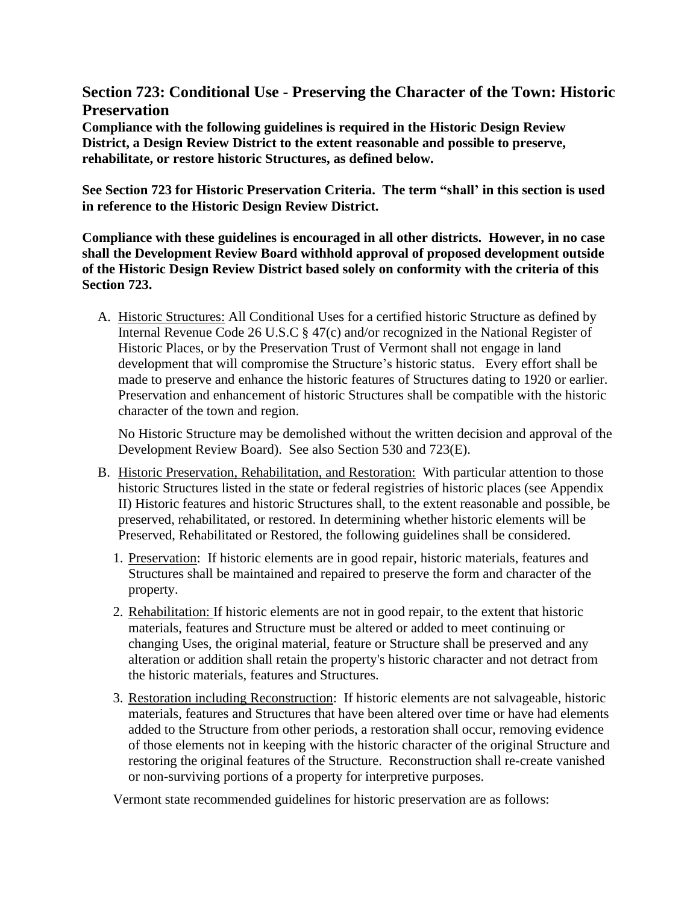## Section 723: Conditional Use - Preserving the Character of the Town: Historic Preservation

**Compliance with the following guidelines is required in the Historic Design Review District, a Design Review District to the extent reasonable and possible to preserve, rehabilitate, or restore historic Structures, as defined below.**

**See Section 723 for Historic Preservation Criteria. The term "shall' in this section is used in reference to the Historic Design Review District.**

**Compliance with these guidelines is encouraged in all other districts. However, in no case shall the Development Review Board withhold approval of proposed development outside of the Historic Design Review District based solely on conformity with the criteria of this Section 723.**

A. Historic Structures: All Conditional Uses for a certified historic Structure as defined by Internal Revenue Code 26 U.S.C § 47(c) and/or recognized in the National Register of Historic Places, or by the Preservation Trust of Vermont shall not engage in land development that will compromise the Structure's historic status. Every effort shall be made to preserve and enhance the historic features of Structures dating to 1920 or earlier. Preservation and enhancement of historic Structures shall be compatible with the historic character of the town and region.

   No Historic Structure may be demolished without the written decision and approval of the Development Review Board). See also Section 530 and 723(E).

B. Historic Preservation, Rehabilitation, and Restoration: With particular attention to those historic Structures listed in the state or federal registries of historic places (see Appendix II) Historic features and historic Structures shall, to the extent reasonable and possible, be preserved, rehabilitated, or restored. In determining whether historic elements will be Preserved, Rehabilitated or Restored, the following guidelines shall be considered.

   1. Preservation: If historic elements are in good repair, historic materials, features and Structures shall be maintained and repaired to preserve the form and character of the property.
   2. Rehabilitation: If historic elements are not in good repair, to the extent that historic materials, features and Structure must be altered or added to meet continuing or changing Uses, the original material, feature or Structure shall be preserved and any alteration or addition shall retain the property's historic character and not detract from the historic materials, features and Structures.
   3. Restoration including Reconstruction: If historic elements are not salvageable, historic materials, features and Structures that have been altered over time or have had elements added to the Structure from other periods, a restoration shall occur, removing evidence of those elements not in keeping with the historic character of the original Structure and restoring the original features of the Structure. Reconstruction shall re-create vanished or non-surviving portions of a property for interpretive purposes.

   Vermont state recommended guidelines for historic preservation are as follows: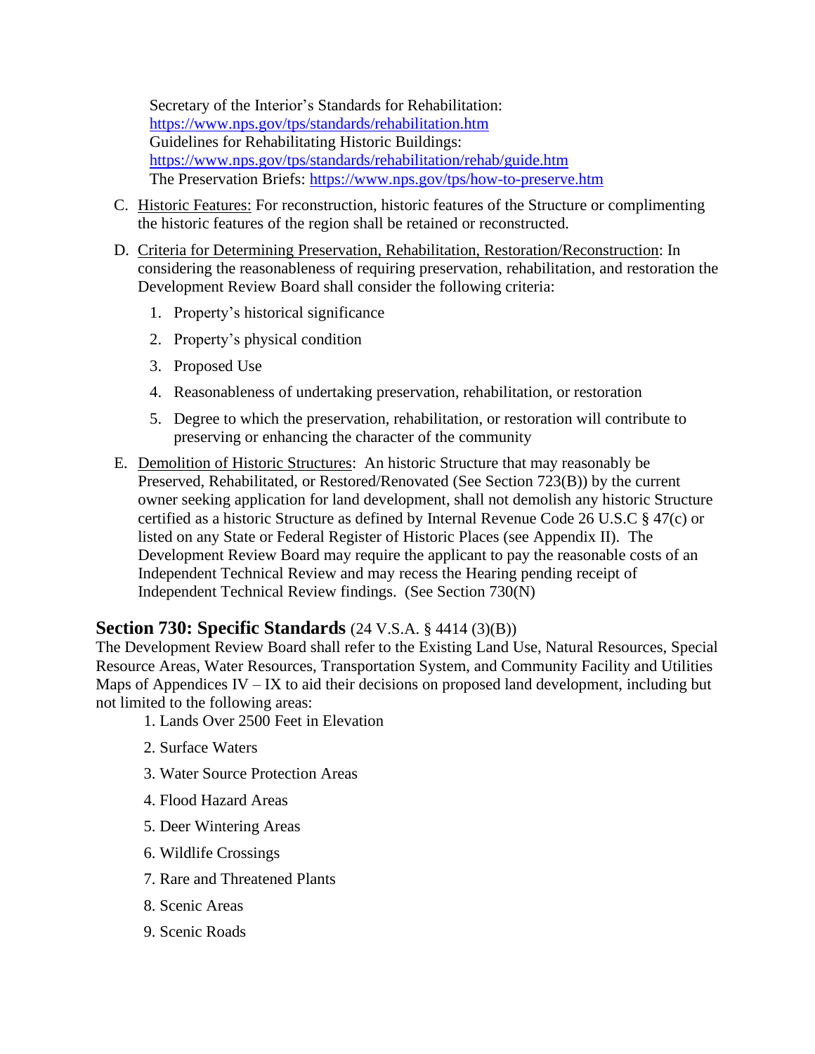Secretary of the Interior's Standards for Rehabilitation: https://www.nps.gov/tps/standards/rehabilitation.htm
Guidelines for Rehabilitating Historic Buildings: https://www.nps.gov/tps/standards/rehabilitation/rehab/guide.htm
The Preservation Briefs: https://www.nps.gov/tps/how-to-preserve.htm

C. Historic Features: For reconstruction, historic features of the Structure or complimenting the historic features of the region shall be retained or reconstructed.

D. Criteria for Determining Preservation, Rehabilitation, Restoration/Reconstruction: In considering the reasonableness of requiring preservation, rehabilitation, and restoration the Development Review Board shall consider the following criteria:

1. Property's historical significance
2. Property's physical condition
3. Proposed Use
4. Reasonableness of undertaking preservation, rehabilitation, or restoration
5. Degree to which the preservation, rehabilitation, or restoration will contribute to preserving or enhancing the character of the community

E. Demolition of Historic Structures: An historic Structure that may reasonably be Preserved, Rehabilitated, or Restored/Renovated (See Section 723(B)) by the current owner seeking application for land development, shall not demolish any historic Structure certified as a historic Structure as defined by Internal Revenue Code 26 U.S.C § 47(c) or listed on any State or Federal Register of Historic Places (see Appendix II). The Development Review Board may require the applicant to pay the reasonable costs of an Independent Technical Review and may recess the Hearing pending receipt of Independent Technical Review findings. (See Section 730(N)

## Section 730: Specific Standards (24 V.S.A. § 4414 (3)(B))

The Development Review Board shall refer to the Existing Land Use, Natural Resources, Special Resource Areas, Water Resources, Transportation System, and Community Facility and Utilities Maps of Appendices IV – IX to aid their decisions on proposed land development, including but not limited to the following areas:

1. Lands Over 2500 Feet in Elevation
2. Surface Waters
3. Water Source Protection Areas
4. Flood Hazard Areas
5. Deer Wintering Areas
6. Wildlife Crossings
7. Rare and Threatened Plants
8. Scenic Areas
9. Scenic Roads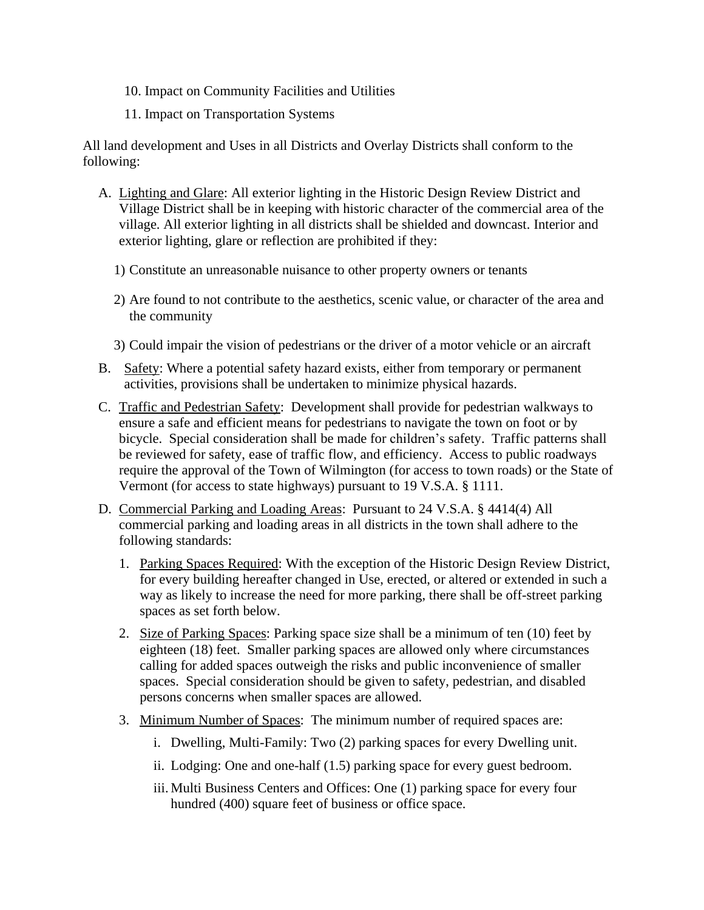10. Impact on Community Facilities and Utilities
11. Impact on Transportation Systems

All land development and Uses in all Districts and Overlay Districts shall conform to the following:

A. Lighting and Glare: All exterior lighting in the Historic Design Review District and Village District shall be in keeping with historic character of the commercial area of the village. All exterior lighting in all districts shall be shielded and downcast. Interior and exterior lighting, glare or reflection are prohibited if they:

   1) Constitute an unreasonable nuisance to other property owners or tenants

   2) Are found to not contribute to the aesthetics, scenic value, or character of the area and the community

   3) Could impair the vision of pedestrians or the driver of a motor vehicle or an aircraft

B. Safety: Where a potential safety hazard exists, either from temporary or permanent activities, provisions shall be undertaken to minimize physical hazards.

C. Traffic and Pedestrian Safety: Development shall provide for pedestrian walkways to ensure a safe and efficient means for pedestrians to navigate the town on foot or by bicycle. Special consideration shall be made for children's safety. Traffic patterns shall be reviewed for safety, ease of traffic flow, and efficiency. Access to public roadways require the approval of the Town of Wilmington (for access to town roads) or the State of Vermont (for access to state highways) pursuant to 19 V.S.A. § 1111.

D. Commercial Parking and Loading Areas: Pursuant to 24 V.S.A. § 4414(4) All commercial parking and loading areas in all districts in the town shall adhere to the following standards:

   1. Parking Spaces Required: With the exception of the Historic Design Review District, for every building hereafter changed in Use, erected, or altered or extended in such a way as likely to increase the need for more parking, there shall be off-street parking spaces as set forth below.

   2. Size of Parking Spaces: Parking space size shall be a minimum of ten (10) feet by eighteen (18) feet. Smaller parking spaces are allowed only where circumstances calling for added spaces outweigh the risks and public inconvenience of smaller spaces. Special consideration should be given to safety, pedestrian, and disabled persons concerns when smaller spaces are allowed.

   3. Minimum Number of Spaces: The minimum number of required spaces are:

      i. Dwelling, Multi-Family: Two (2) parking spaces for every Dwelling unit.

      ii. Lodging: One and one-half (1.5) parking space for every guest bedroom.

      iii. Multi Business Centers and Offices: One (1) parking space for every four hundred (400) square feet of business or office space.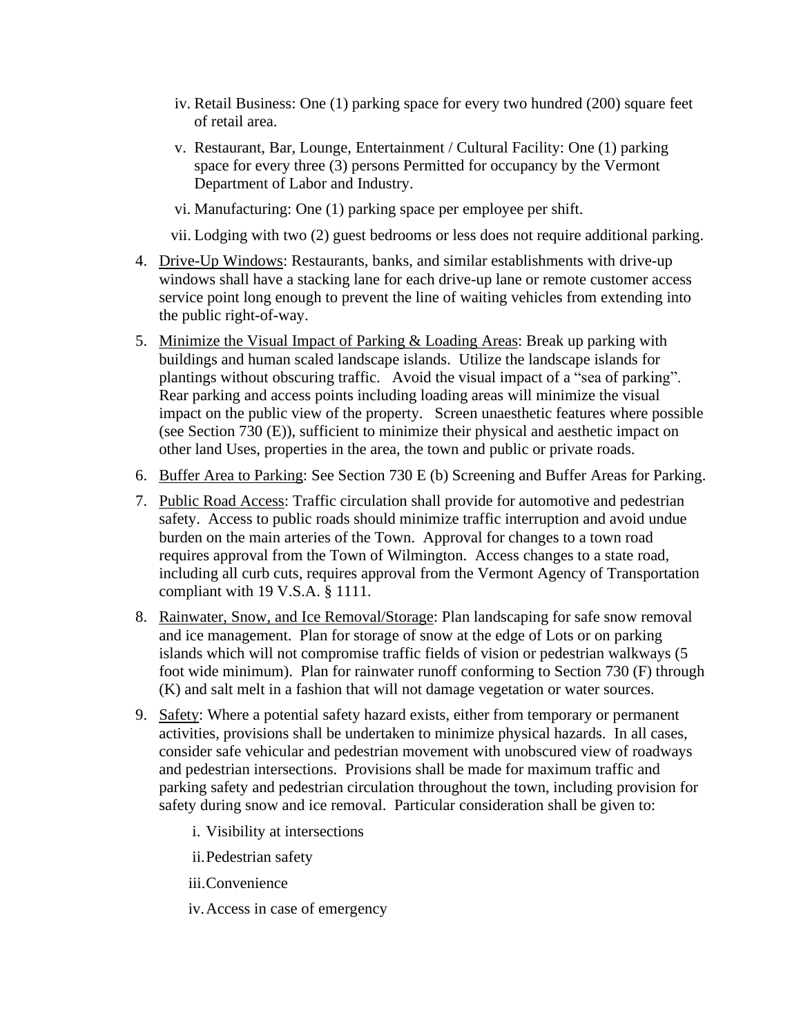iv. Retail Business: One (1) parking space for every two hundred (200) square feet of retail area.

v. Restaurant, Bar, Lounge, Entertainment / Cultural Facility: One (1) parking space for every three (3) persons Permitted for occupancy by the Vermont Department of Labor and Industry.

vi. Manufacturing: One (1) parking space per employee per shift.

vii. Lodging with two (2) guest bedrooms or less does not require additional parking.

4. Drive-Up Windows: Restaurants, banks, and similar establishments with drive-up windows shall have a stacking lane for each drive-up lane or remote customer access service point long enough to prevent the line of waiting vehicles from extending into the public right-of-way.

5. Minimize the Visual Impact of Parking & Loading Areas: Break up parking with buildings and human scaled landscape islands. Utilize the landscape islands for plantings without obscuring traffic. Avoid the visual impact of a "sea of parking". Rear parking and access points including loading areas will minimize the visual impact on the public view of the property. Screen unaesthetic features where possible (see Section 730 (E)), sufficient to minimize their physical and aesthetic impact on other land Uses, properties in the area, the town and public or private roads.

6. Buffer Area to Parking: See Section 730 E (b) Screening and Buffer Areas for Parking.

7. Public Road Access: Traffic circulation shall provide for automotive and pedestrian safety. Access to public roads should minimize traffic interruption and avoid undue burden on the main arteries of the Town. Approval for changes to a town road requires approval from the Town of Wilmington. Access changes to a state road, including all curb cuts, requires approval from the Vermont Agency of Transportation compliant with 19 V.S.A. § 1111.

8. Rainwater, Snow, and Ice Removal/Storage: Plan landscaping for safe snow removal and ice management. Plan for storage of snow at the edge of Lots or on parking islands which will not compromise traffic fields of vision or pedestrian walkways (5 foot wide minimum). Plan for rainwater runoff conforming to Section 730 (F) through (K) and salt melt in a fashion that will not damage vegetation or water sources.

9. Safety: Where a potential safety hazard exists, either from temporary or permanent activities, provisions shall be undertaken to minimize physical hazards. In all cases, consider safe vehicular and pedestrian movement with unobscured view of roadways and pedestrian intersections. Provisions shall be made for maximum traffic and parking safety and pedestrian circulation throughout the town, including provision for safety during snow and ice removal. Particular consideration shall be given to:

   i. Visibility at intersections

   ii. Pedestrian safety

   iii. Convenience

   iv. Access in case of emergency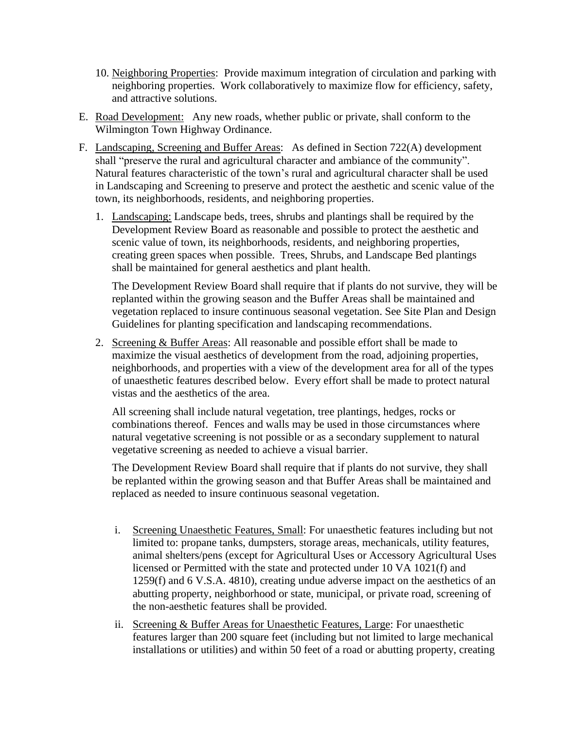10. Neighboring Properties: Provide maximum integration of circulation and parking with neighboring properties. Work collaboratively to maximize flow for efficiency, safety, and attractive solutions.

E. Road Development: Any new roads, whether public or private, shall conform to the Wilmington Town Highway Ordinance.

F. Landscaping, Screening and Buffer Areas: As defined in Section 722(A) development shall "preserve the rural and agricultural character and ambiance of the community". Natural features characteristic of the town's rural and agricultural character shall be used in Landscaping and Screening to preserve and protect the aesthetic and scenic value of the town, its neighborhoods, residents, and neighboring properties.

1. Landscaping: Landscape beds, trees, shrubs and plantings shall be required by the Development Review Board as reasonable and possible to protect the aesthetic and scenic value of town, its neighborhoods, residents, and neighboring properties, creating green spaces when possible. Trees, Shrubs, and Landscape Bed plantings shall be maintained for general aesthetics and plant health.

   The Development Review Board shall require that if plants do not survive, they will be replanted within the growing season and the Buffer Areas shall be maintained and vegetation replaced to insure continuous seasonal vegetation. See Site Plan and Design Guidelines for planting specification and landscaping recommendations.

2. Screening & Buffer Areas: All reasonable and possible effort shall be made to maximize the visual aesthetics of development from the road, adjoining properties, neighborhoods, and properties with a view of the development area for all of the types of unaesthetic features described below. Every effort shall be made to protect natural vistas and the aesthetics of the area.

   All screening shall include natural vegetation, tree plantings, hedges, rocks or combinations thereof. Fences and walls may be used in those circumstances where natural vegetative screening is not possible or as a secondary supplement to natural vegetative screening as needed to achieve a visual barrier.

   The Development Review Board shall require that if plants do not survive, they shall be replanted within the growing season and that Buffer Areas shall be maintained and replaced as needed to insure continuous seasonal vegetation.

   i. Screening Unaesthetic Features, Small: For unaesthetic features including but not limited to: propane tanks, dumpsters, storage areas, mechanicals, utility features, animal shelters/pens (except for Agricultural Uses or Accessory Agricultural Uses licensed or Permitted with the state and protected under 10 VA 1021(f) and 1259(f) and 6 V.S.A. 4810), creating undue adverse impact on the aesthetics of an abutting property, neighborhood or state, municipal, or private road, screening of the non-aesthetic features shall be provided.

   ii. Screening & Buffer Areas for Unaesthetic Features, Large: For unaesthetic features larger than 200 square feet (including but not limited to large mechanical installations or utilities) and within 50 feet of a road or abutting property, creating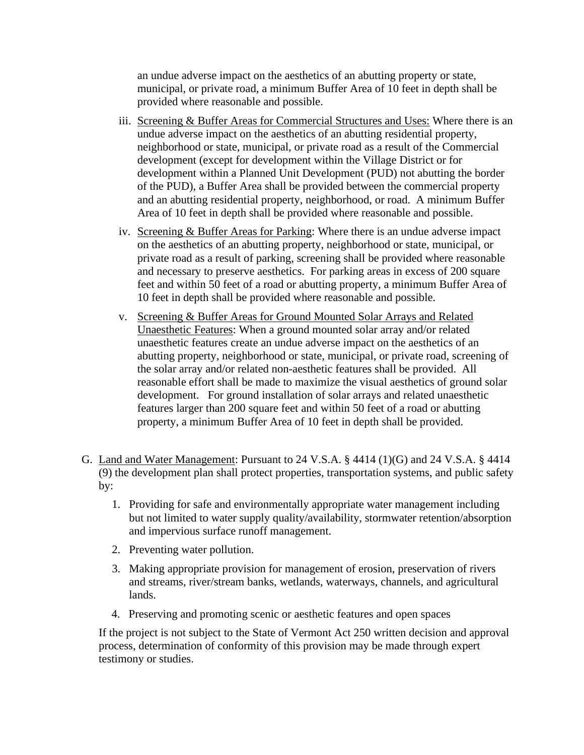an undue adverse impact on the aesthetics of an abutting property or state, municipal, or private road, a minimum Buffer Area of 10 feet in depth shall be provided where reasonable and possible.

iii. Screening & Buffer Areas for Commercial Structures and Uses: Where there is an undue adverse impact on the aesthetics of an abutting residential property, neighborhood or state, municipal, or private road as a result of the Commercial development (except for development within the Village District or for development within a Planned Unit Development (PUD) not abutting the border of the PUD), a Buffer Area shall be provided between the commercial property and an abutting residential property, neighborhood, or road. A minimum Buffer Area of 10 feet in depth shall be provided where reasonable and possible.

iv. Screening & Buffer Areas for Parking: Where there is an undue adverse impact on the aesthetics of an abutting property, neighborhood or state, municipal, or private road as a result of parking, screening shall be provided where reasonable and necessary to preserve aesthetics. For parking areas in excess of 200 square feet and within 50 feet of a road or abutting property, a minimum Buffer Area of 10 feet in depth shall be provided where reasonable and possible.

v. Screening & Buffer Areas for Ground Mounted Solar Arrays and Related Unaesthetic Features: When a ground mounted solar array and/or related unaesthetic features create an undue adverse impact on the aesthetics of an abutting property, neighborhood or state, municipal, or private road, screening of the solar array and/or related non-aesthetic features shall be provided. All reasonable effort shall be made to maximize the visual aesthetics of ground solar development. For ground installation of solar arrays and related unaesthetic features larger than 200 square feet and within 50 feet of a road or abutting property, a minimum Buffer Area of 10 feet in depth shall be provided.

G. Land and Water Management: Pursuant to 24 V.S.A. § 4414 (1)(G) and 24 V.S.A. § 4414 (9) the development plan shall protect properties, transportation systems, and public safety by:

1. Providing for safe and environmentally appropriate water management including but not limited to water supply quality/availability, stormwater retention/absorption and impervious surface runoff management.
2. Preventing water pollution.
3. Making appropriate provision for management of erosion, preservation of rivers and streams, river/stream banks, wetlands, waterways, channels, and agricultural lands.
4. Preserving and promoting scenic or aesthetic features and open spaces

If the project is not subject to the State of Vermont Act 250 written decision and approval process, determination of conformity of this provision may be made through expert testimony or studies.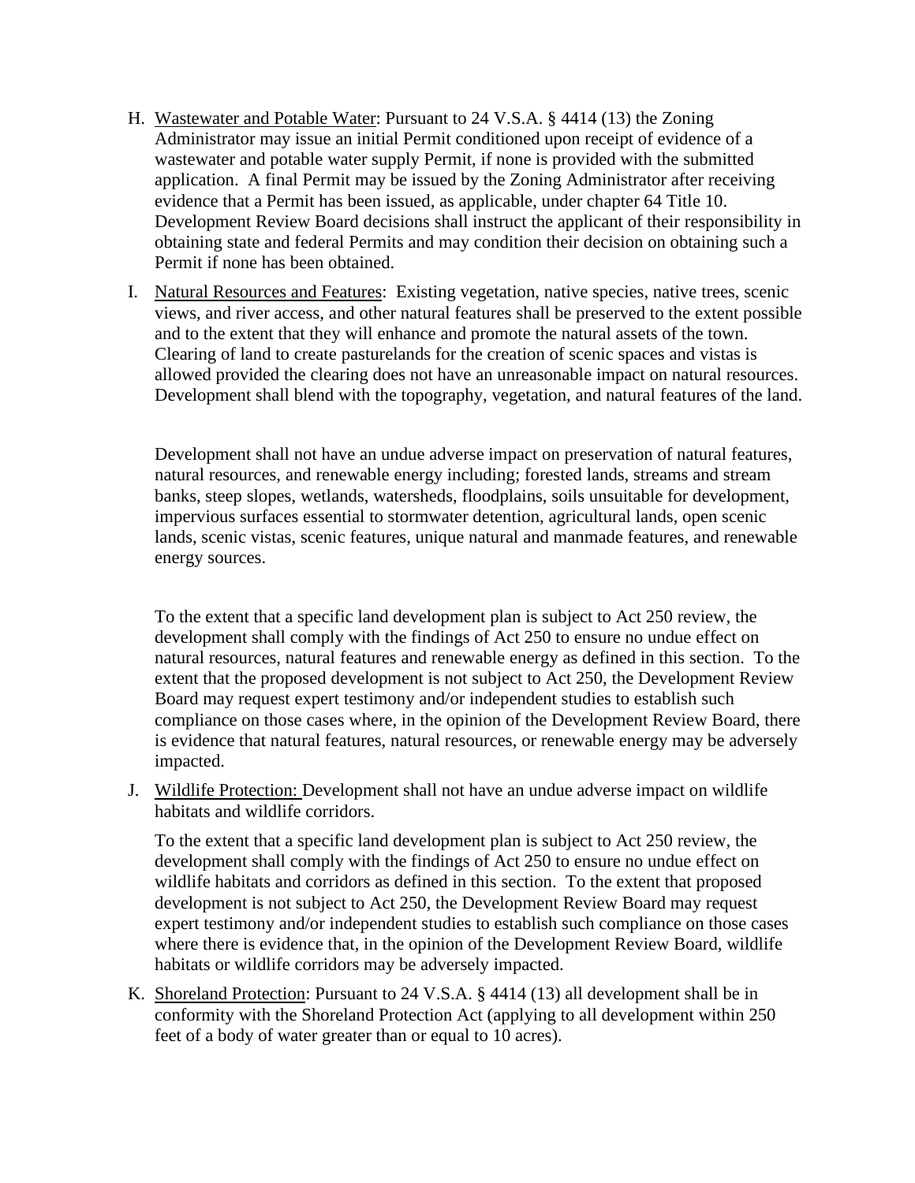H. Wastewater and Potable Water: Pursuant to 24 V.S.A. § 4414 (13) the Zoning Administrator may issue an initial Permit conditioned upon receipt of evidence of a wastewater and potable water supply Permit, if none is provided with the submitted application. A final Permit may be issued by the Zoning Administrator after receiving evidence that a Permit has been issued, as applicable, under chapter 64 Title 10. Development Review Board decisions shall instruct the applicant of their responsibility in obtaining state and federal Permits and may condition their decision on obtaining such a Permit if none has been obtained.

I. Natural Resources and Features: Existing vegetation, native species, native trees, scenic views, and river access, and other natural features shall be preserved to the extent possible and to the extent that they will enhance and promote the natural assets of the town. Clearing of land to create pasturelands for the creation of scenic spaces and vistas is allowed provided the clearing does not have an unreasonable impact on natural resources. Development shall blend with the topography, vegetation, and natural features of the land.

   Development shall not have an undue adverse impact on preservation of natural features, natural resources, and renewable energy including; forested lands, streams and stream banks, steep slopes, wetlands, watersheds, floodplains, soils unsuitable for development, impervious surfaces essential to stormwater detention, agricultural lands, open scenic lands, scenic vistas, scenic features, unique natural and manmade features, and renewable energy sources.

   To the extent that a specific land development plan is subject to Act 250 review, the development shall comply with the findings of Act 250 to ensure no undue effect on natural resources, natural features and renewable energy as defined in this section. To the extent that the proposed development is not subject to Act 250, the Development Review Board may request expert testimony and/or independent studies to establish such compliance on those cases where, in the opinion of the Development Review Board, there is evidence that natural features, natural resources, or renewable energy may be adversely impacted.

J. Wildlife Protection: Development shall not have an undue adverse impact on wildlife habitats and wildlife corridors.

   To the extent that a specific land development plan is subject to Act 250 review, the development shall comply with the findings of Act 250 to ensure no undue effect on wildlife habitats and corridors as defined in this section. To the extent that proposed development is not subject to Act 250, the Development Review Board may request expert testimony and/or independent studies to establish such compliance on those cases where there is evidence that, in the opinion of the Development Review Board, wildlife habitats or wildlife corridors may be adversely impacted.

K. Shoreland Protection: Pursuant to 24 V.S.A. § 4414 (13) all development shall be in conformity with the Shoreland Protection Act (applying to all development within 250 feet of a body of water greater than or equal to 10 acres).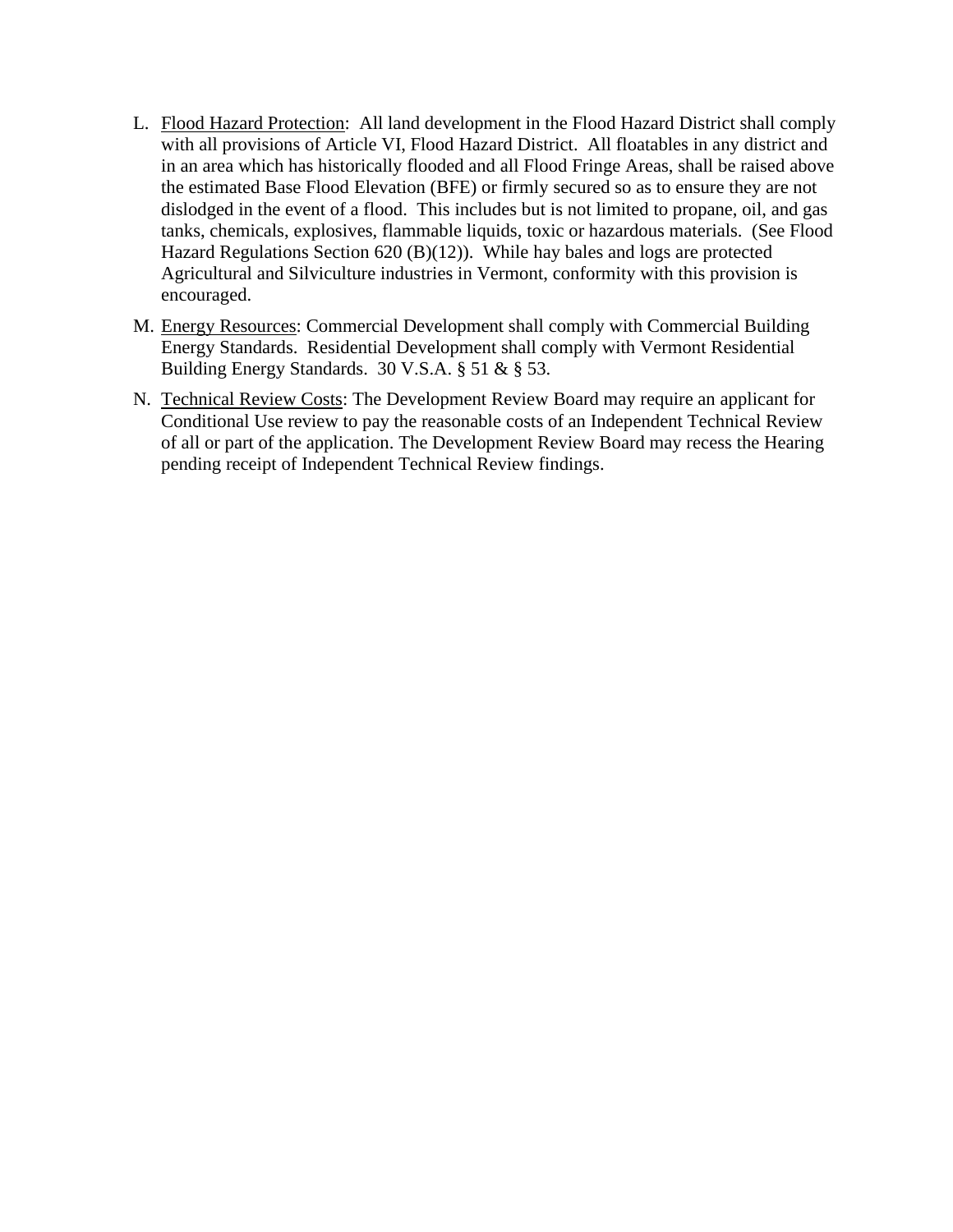L. <u>Flood Hazard Protection</u>: All land development in the Flood Hazard District shall comply with all provisions of Article VI, Flood Hazard District. All floatables in any district and in an area which has historically flooded and all Flood Fringe Areas, shall be raised above the estimated Base Flood Elevation (BFE) or firmly secured so as to ensure they are not dislodged in the event of a flood. This includes but is not limited to propane, oil, and gas tanks, chemicals, explosives, flammable liquids, toxic or hazardous materials. (See Flood Hazard Regulations Section 620 (B)(12)). While hay bales and logs are protected Agricultural and Silviculture industries in Vermont, conformity with this provision is encouraged.

M. <u>Energy Resources</u>: Commercial Development shall comply with Commercial Building Energy Standards. Residential Development shall comply with Vermont Residential Building Energy Standards. 30 V.S.A. § 51 & § 53.

N. <u>Technical Review Costs</u>: The Development Review Board may require an applicant for Conditional Use review to pay the reasonable costs of an Independent Technical Review of all or part of the application. The Development Review Board may recess the Hearing pending receipt of Independent Technical Review findings.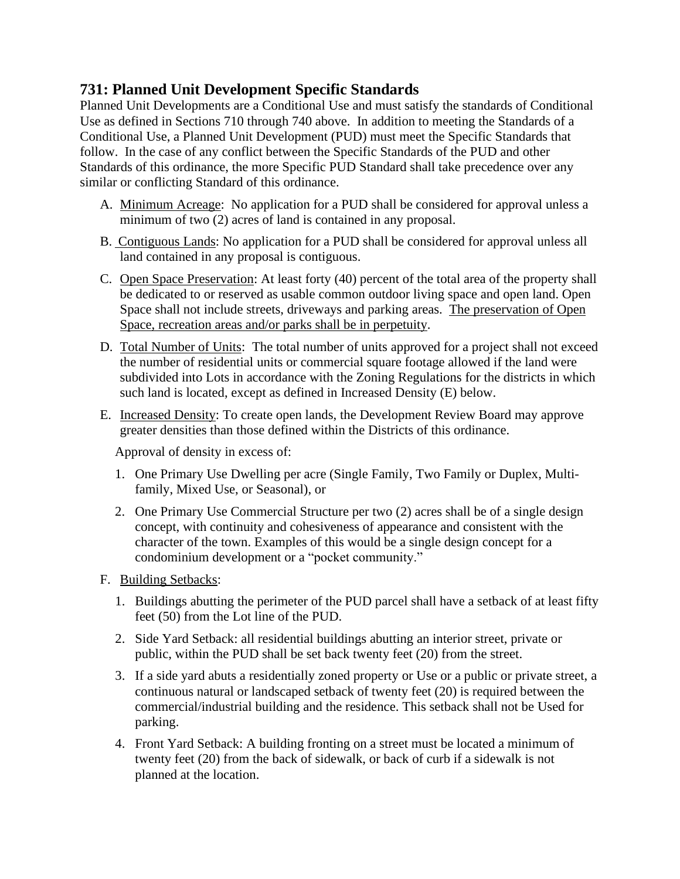## 731: Planned Unit Development Specific Standards

Planned Unit Developments are a Conditional Use and must satisfy the standards of Conditional Use as defined in Sections 710 through 740 above. In addition to meeting the Standards of a Conditional Use, a Planned Unit Development (PUD) must meet the Specific Standards that follow. In the case of any conflict between the Specific Standards of the PUD and other Standards of this ordinance, the more Specific PUD Standard shall take precedence over any similar or conflicting Standard of this ordinance.

A. Minimum Acreage: No application for a PUD shall be considered for approval unless a minimum of two (2) acres of land is contained in any proposal.

B. Contiguous Lands: No application for a PUD shall be considered for approval unless all land contained in any proposal is contiguous.

C. Open Space Preservation: At least forty (40) percent of the total area of the property shall be dedicated to or reserved as usable common outdoor living space and open land. Open Space shall not include streets, driveways and parking areas. The preservation of Open Space, recreation areas and/or parks shall be in perpetuity.

D. Total Number of Units: The total number of units approved for a project shall not exceed the number of residential units or commercial square footage allowed if the land were subdivided into Lots in accordance with the Zoning Regulations for the districts in which such land is located, except as defined in Increased Density (E) below.

E. Increased Density: To create open lands, the Development Review Board may approve greater densities than those defined within the Districts of this ordinance.

   Approval of density in excess of:

   1. One Primary Use Dwelling per acre (Single Family, Two Family or Duplex, Multi-family, Mixed Use, or Seasonal), or
   2. One Primary Use Commercial Structure per two (2) acres shall be of a single design concept, with continuity and cohesiveness of appearance and consistent with the character of the town. Examples of this would be a single design concept for a condominium development or a "pocket community."

F. Building Setbacks:

   1. Buildings abutting the perimeter of the PUD parcel shall have a setback of at least fifty feet (50) from the Lot line of the PUD.
   2. Side Yard Setback: all residential buildings abutting an interior street, private or public, within the PUD shall be set back twenty feet (20) from the street.
   3. If a side yard abuts a residentially zoned property or Use or a public or private street, a continuous natural or landscaped setback of twenty feet (20) is required between the commercial/industrial building and the residence. This setback shall not be Used for parking.
   4. Front Yard Setback: A building fronting on a street must be located a minimum of twenty feet (20) from the back of sidewalk, or back of curb if a sidewalk is not planned at the location.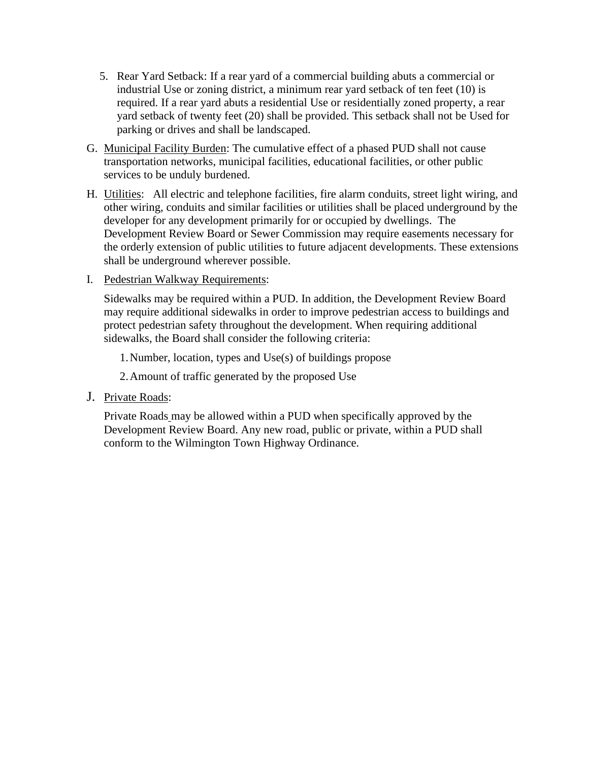5. Rear Yard Setback: If a rear yard of a commercial building abuts a commercial or industrial Use or zoning district, a minimum rear yard setback of ten feet (10) is required. If a rear yard abuts a residential Use or residentially zoned property, a rear yard setback of twenty feet (20) shall be provided. This setback shall not be Used for parking or drives and shall be landscaped.

G. Municipal Facility Burden: The cumulative effect of a phased PUD shall not cause transportation networks, municipal facilities, educational facilities, or other public services to be unduly burdened.

H. Utilities: All electric and telephone facilities, fire alarm conduits, street light wiring, and other wiring, conduits and similar facilities or utilities shall be placed underground by the developer for any development primarily for or occupied by dwellings. The Development Review Board or Sewer Commission may require easements necessary for the orderly extension of public utilities to future adjacent developments. These extensions shall be underground wherever possible.

I. Pedestrian Walkway Requirements:

Sidewalks may be required within a PUD. In addition, the Development Review Board may require additional sidewalks in order to improve pedestrian access to buildings and protect pedestrian safety throughout the development. When requiring additional sidewalks, the Board shall consider the following criteria:

1. Number, location, types and Use(s) of buildings propose
2. Amount of traffic generated by the proposed Use

J. Private Roads:

Private Roads may be allowed within a PUD when specifically approved by the Development Review Board. Any new road, public or private, within a PUD shall conform to the Wilmington Town Highway Ordinance.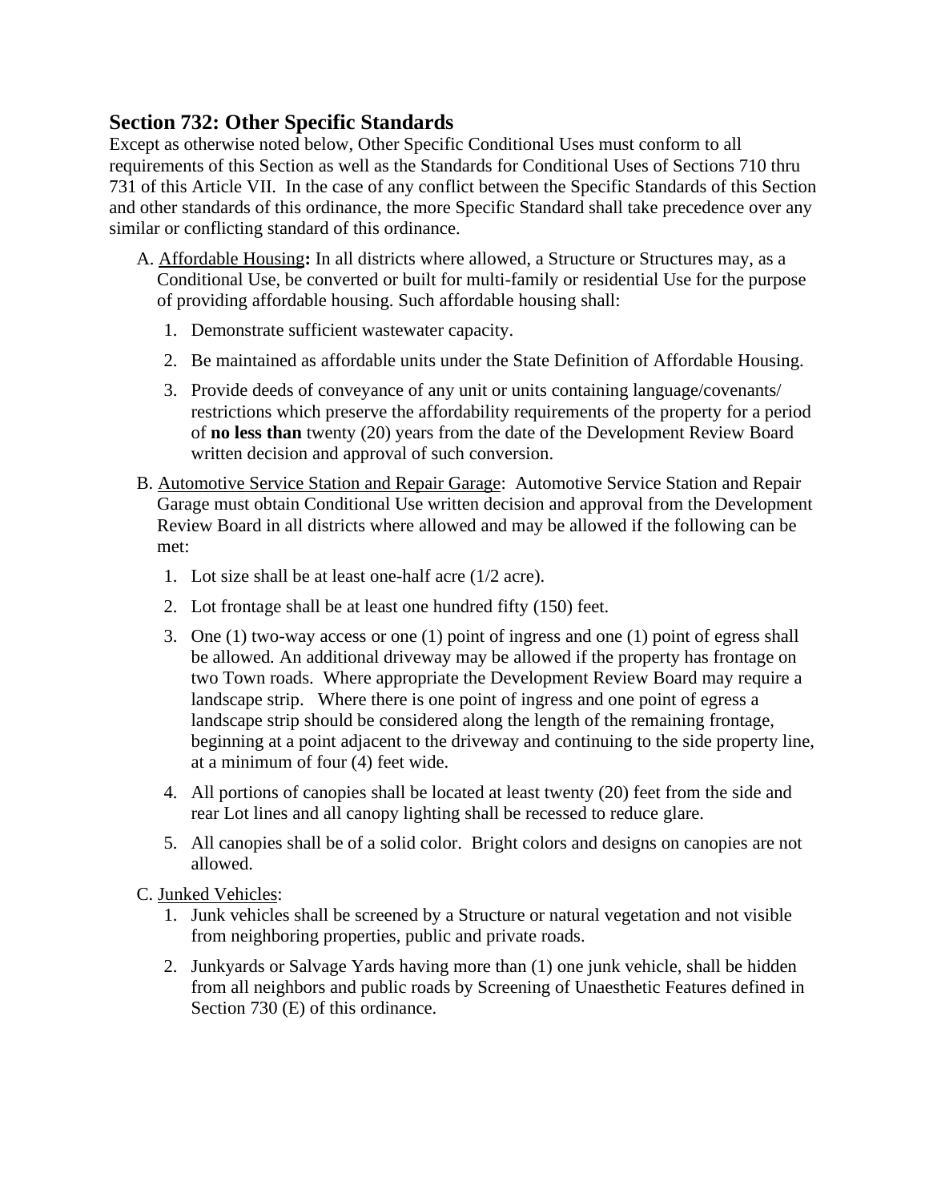## Section 732: Other Specific Standards

Except as otherwise noted below, Other Specific Conditional Uses must conform to all requirements of this Section as well as the Standards for Conditional Uses of Sections 710 thru 731 of this Article VII. In the case of any conflict between the Specific Standards of this Section and other standards of this ordinance, the more Specific Standard shall take precedence over any similar or conflicting standard of this ordinance.

A. Affordable Housing**:** In all districts where allowed, a Structure or Structures may, as a Conditional Use, be converted or built for multi-family or residential Use for the purpose of providing affordable housing. Such affordable housing shall:

   1. Demonstrate sufficient wastewater capacity.
   2. Be maintained as affordable units under the State Definition of Affordable Housing.
   3. Provide deeds of conveyance of any unit or units containing language/covenants/ restrictions which preserve the affordability requirements of the property for a period of **no less than** twenty (20) years from the date of the Development Review Board written decision and approval of such conversion.

B. Automotive Service Station and Repair Garage: Automotive Service Station and Repair Garage must obtain Conditional Use written decision and approval from the Development Review Board in all districts where allowed and may be allowed if the following can be met:

   1. Lot size shall be at least one-half acre (1/2 acre).
   2. Lot frontage shall be at least one hundred fifty (150) feet.
   3. One (1) two-way access or one (1) point of ingress and one (1) point of egress shall be allowed. An additional driveway may be allowed if the property has frontage on two Town roads. Where appropriate the Development Review Board may require a landscape strip. Where there is one point of ingress and one point of egress a landscape strip should be considered along the length of the remaining frontage, beginning at a point adjacent to the driveway and continuing to the side property line, at a minimum of four (4) feet wide.
   4. All portions of canopies shall be located at least twenty (20) feet from the side and rear Lot lines and all canopy lighting shall be recessed to reduce glare.
   5. All canopies shall be of a solid color. Bright colors and designs on canopies are not allowed.

C. Junked Vehicles:

   1. Junk vehicles shall be screened by a Structure or natural vegetation and not visible from neighboring properties, public and private roads.
   2. Junkyards or Salvage Yards having more than (1) one junk vehicle, shall be hidden from all neighbors and public roads by Screening of Unaesthetic Features defined in Section 730 (E) of this ordinance.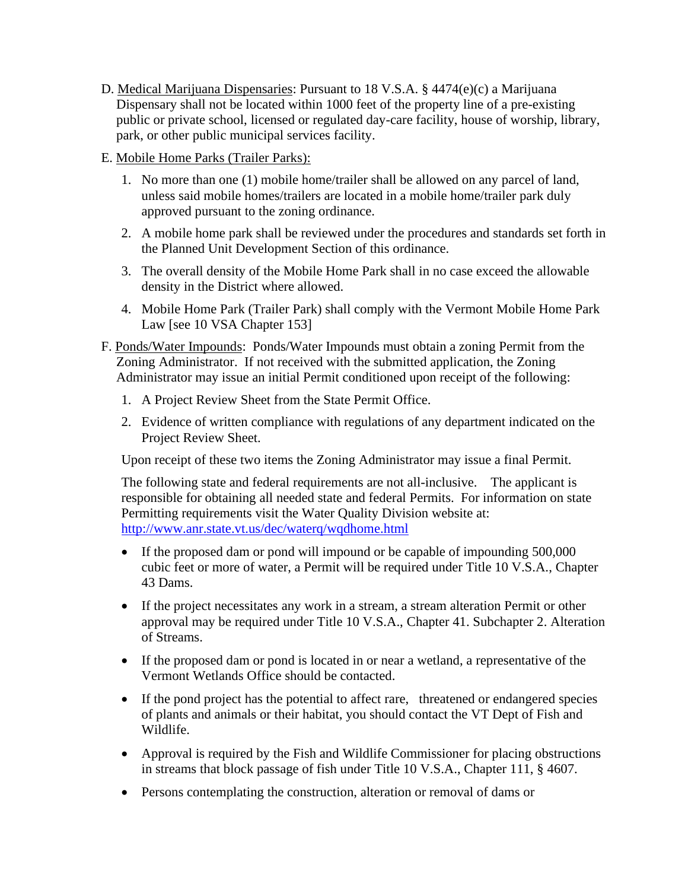D. <u>Medical Marijuana Dispensaries</u>: Pursuant to 18 V.S.A. § 4474(e)(c) a Marijuana Dispensary shall not be located within 1000 feet of the property line of a pre-existing public or private school, licensed or regulated day-care facility, house of worship, library, park, or other public municipal services facility.

E. <u>Mobile Home Parks (Trailer Parks):</u>

1. No more than one (1) mobile home/trailer shall be allowed on any parcel of land, unless said mobile homes/trailers are located in a mobile home/trailer park duly approved pursuant to the zoning ordinance.
2. A mobile home park shall be reviewed under the procedures and standards set forth in the Planned Unit Development Section of this ordinance.
3. The overall density of the Mobile Home Park shall in no case exceed the allowable density in the District where allowed.
4. Mobile Home Park (Trailer Park) shall comply with the Vermont Mobile Home Park Law [see 10 VSA Chapter 153]

F. <u>Ponds/Water Impounds</u>: Ponds/Water Impounds must obtain a zoning Permit from the Zoning Administrator. If not received with the submitted application, the Zoning Administrator may issue an initial Permit conditioned upon receipt of the following:

1. A Project Review Sheet from the State Permit Office.
2. Evidence of written compliance with regulations of any department indicated on the Project Review Sheet.

Upon receipt of these two items the Zoning Administrator may issue a final Permit.

The following state and federal requirements are not all-inclusive. The applicant is responsible for obtaining all needed state and federal Permits. For information on state Permitting requirements visit the Water Quality Division website at: http://www.anr.state.vt.us/dec/waterq/wqdhome.html

- If the proposed dam or pond will impound or be capable of impounding 500,000 cubic feet or more of water, a Permit will be required under Title 10 V.S.A., Chapter 43 Dams.
- If the project necessitates any work in a stream, a stream alteration Permit or other approval may be required under Title 10 V.S.A., Chapter 41. Subchapter 2. Alteration of Streams.
- If the proposed dam or pond is located in or near a wetland, a representative of the Vermont Wetlands Office should be contacted.
- If the pond project has the potential to affect rare, threatened or endangered species of plants and animals or their habitat, you should contact the VT Dept of Fish and Wildlife.
- Approval is required by the Fish and Wildlife Commissioner for placing obstructions in streams that block passage of fish under Title 10 V.S.A., Chapter 111, § 4607.
- Persons contemplating the construction, alteration or removal of dams or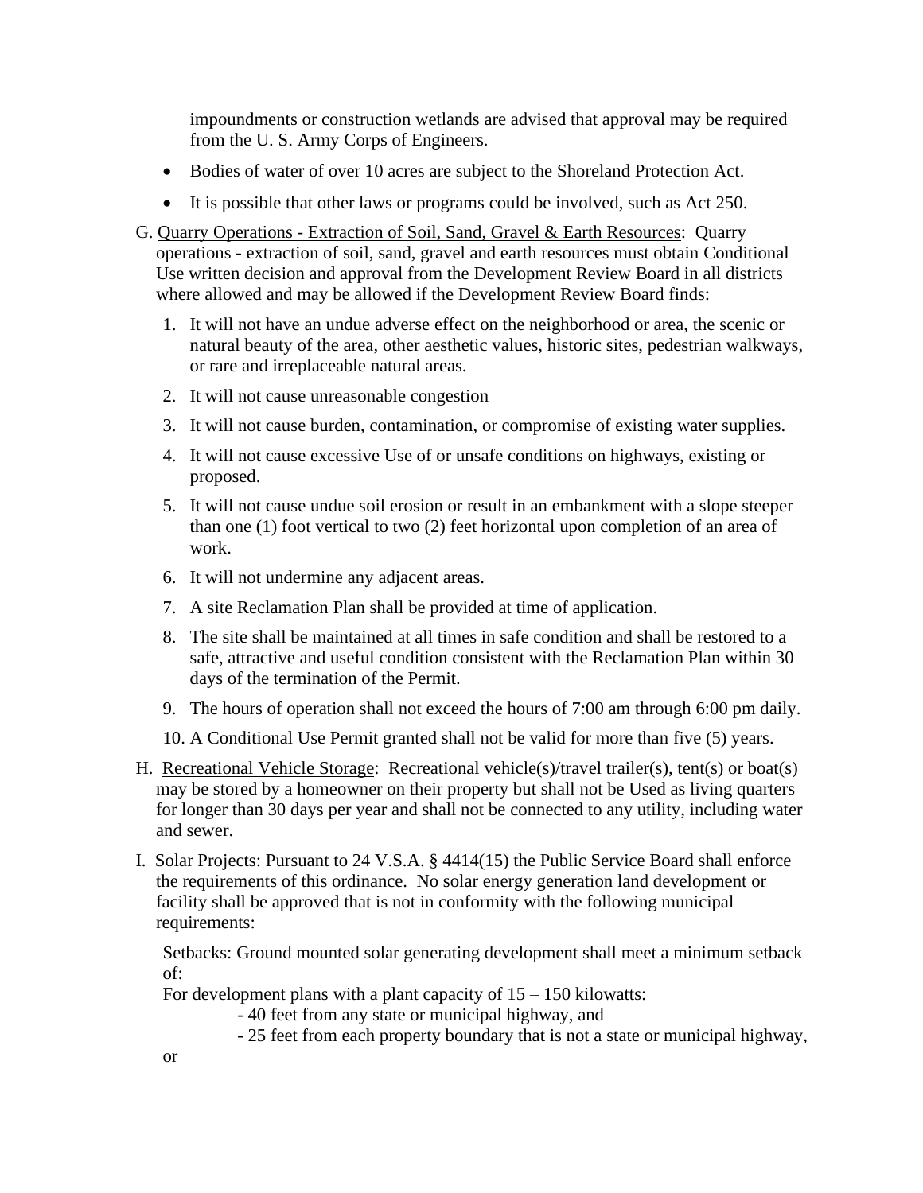impoundments or construction wetlands are advised that approval may be required from the U. S. Army Corps of Engineers.

- Bodies of water of over 10 acres are subject to the Shoreland Protection Act.
- It is possible that other laws or programs could be involved, such as Act 250.

G. <u>Quarry Operations - Extraction of Soil, Sand, Gravel & Earth Resources</u>: Quarry operations - extraction of soil, sand, gravel and earth resources must obtain Conditional Use written decision and approval from the Development Review Board in all districts where allowed and may be allowed if the Development Review Board finds:

1. It will not have an undue adverse effect on the neighborhood or area, the scenic or natural beauty of the area, other aesthetic values, historic sites, pedestrian walkways, or rare and irreplaceable natural areas.
2. It will not cause unreasonable congestion
3. It will not cause burden, contamination, or compromise of existing water supplies.
4. It will not cause excessive Use of or unsafe conditions on highways, existing or proposed.
5. It will not cause undue soil erosion or result in an embankment with a slope steeper than one (1) foot vertical to two (2) feet horizontal upon completion of an area of work.
6. It will not undermine any adjacent areas.
7. A site Reclamation Plan shall be provided at time of application.
8. The site shall be maintained at all times in safe condition and shall be restored to a safe, attractive and useful condition consistent with the Reclamation Plan within 30 days of the termination of the Permit.
9. The hours of operation shall not exceed the hours of 7:00 am through 6:00 pm daily.
10. A Conditional Use Permit granted shall not be valid for more than five (5) years.

H. <u>Recreational Vehicle Storage</u>: Recreational vehicle(s)/travel trailer(s), tent(s) or boat(s) may be stored by a homeowner on their property but shall not be Used as living quarters for longer than 30 days per year and shall not be connected to any utility, including water and sewer.

I. <u>Solar Projects</u>: Pursuant to 24 V.S.A. § 4414(15) the Public Service Board shall enforce the requirements of this ordinance. No solar energy generation land development or facility shall be approved that is not in conformity with the following municipal requirements:

Setbacks: Ground mounted solar generating development shall meet a minimum setback of:

For development plans with a plant capacity of 15 – 150 kilowatts:

- 40 feet from any state or municipal highway, and
- 25 feet from each property boundary that is not a state or municipal highway,

or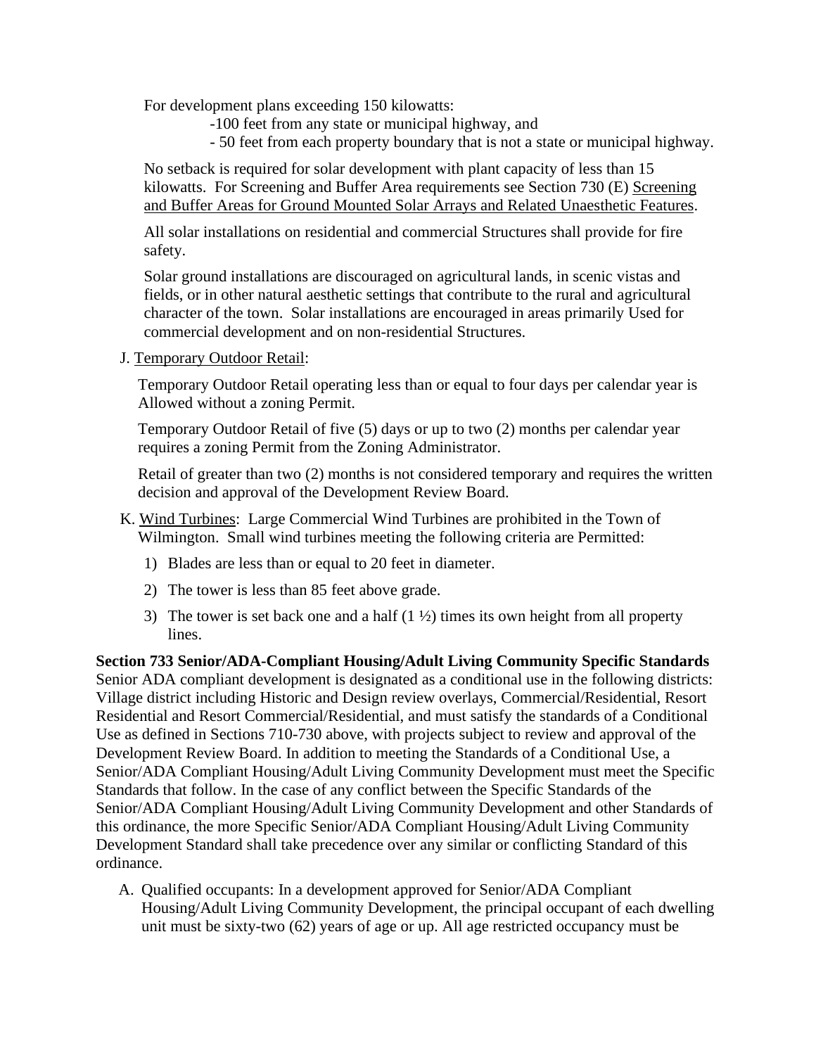For development plans exceeding 150 kilowatts:

- 100 feet from any state or municipal highway, and
- 50 feet from each property boundary that is not a state or municipal highway.

No setback is required for solar development with plant capacity of less than 15 kilowatts. For Screening and Buffer Area requirements see Section 730 (E) Screening and Buffer Areas for Ground Mounted Solar Arrays and Related Unaesthetic Features.

All solar installations on residential and commercial Structures shall provide for fire safety.

Solar ground installations are discouraged on agricultural lands, in scenic vistas and fields, or in other natural aesthetic settings that contribute to the rural and agricultural character of the town. Solar installations are encouraged in areas primarily Used for commercial development and on non-residential Structures.

J. Temporary Outdoor Retail:

Temporary Outdoor Retail operating less than or equal to four days per calendar year is Allowed without a zoning Permit.

Temporary Outdoor Retail of five (5) days or up to two (2) months per calendar year requires a zoning Permit from the Zoning Administrator.

Retail of greater than two (2) months is not considered temporary and requires the written decision and approval of the Development Review Board.

K. Wind Turbines: Large Commercial Wind Turbines are prohibited in the Town of Wilmington. Small wind turbines meeting the following criteria are Permitted:

1) Blades are less than or equal to 20 feet in diameter.
2) The tower is less than 85 feet above grade.
3) The tower is set back one and a half (1 ½) times its own height from all property lines.

**Section 733 Senior/ADA-Compliant Housing/Adult Living Community Specific Standards**

Senior ADA compliant development is designated as a conditional use in the following districts: Village district including Historic and Design review overlays, Commercial/Residential, Resort Residential and Resort Commercial/Residential, and must satisfy the standards of a Conditional Use as defined in Sections 710-730 above, with projects subject to review and approval of the Development Review Board. In addition to meeting the Standards of a Conditional Use, a Senior/ADA Compliant Housing/Adult Living Community Development must meet the Specific Standards that follow. In the case of any conflict between the Specific Standards of the Senior/ADA Compliant Housing/Adult Living Community Development and other Standards of this ordinance, the more Specific Senior/ADA Compliant Housing/Adult Living Community Development Standard shall take precedence over any similar or conflicting Standard of this ordinance.

A. Qualified occupants: In a development approved for Senior/ADA Compliant Housing/Adult Living Community Development, the principal occupant of each dwelling unit must be sixty-two (62) years of age or up. All age restricted occupancy must be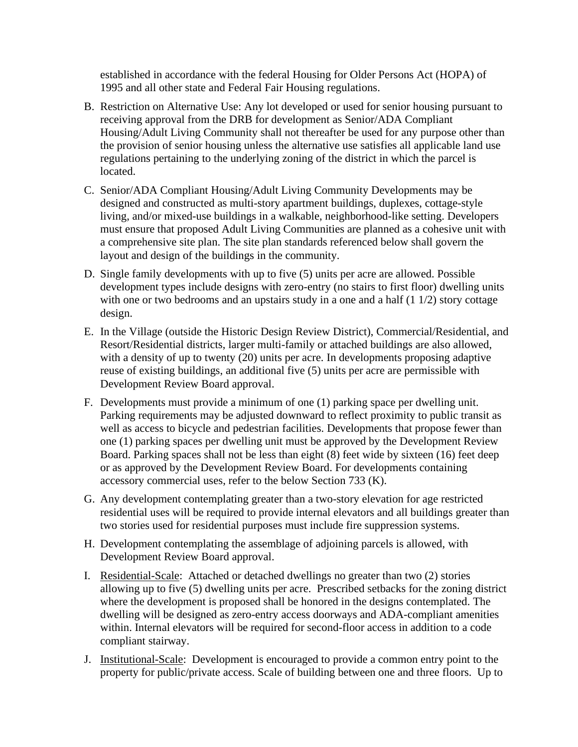established in accordance with the federal Housing for Older Persons Act (HOPA) of 1995 and all other state and Federal Fair Housing regulations.

B. Restriction on Alternative Use: Any lot developed or used for senior housing pursuant to receiving approval from the DRB for development as Senior/ADA Compliant Housing/Adult Living Community shall not thereafter be used for any purpose other than the provision of senior housing unless the alternative use satisfies all applicable land use regulations pertaining to the underlying zoning of the district in which the parcel is located.

C. Senior/ADA Compliant Housing/Adult Living Community Developments may be designed and constructed as multi-story apartment buildings, duplexes, cottage-style living, and/or mixed-use buildings in a walkable, neighborhood-like setting. Developers must ensure that proposed Adult Living Communities are planned as a cohesive unit with a comprehensive site plan. The site plan standards referenced below shall govern the layout and design of the buildings in the community.

D. Single family developments with up to five (5) units per acre are allowed. Possible development types include designs with zero-entry (no stairs to first floor) dwelling units with one or two bedrooms and an upstairs study in a one and a half (1 1/2) story cottage design.

E. In the Village (outside the Historic Design Review District), Commercial/Residential, and Resort/Residential districts, larger multi-family or attached buildings are also allowed, with a density of up to twenty (20) units per acre. In developments proposing adaptive reuse of existing buildings, an additional five (5) units per acre are permissible with Development Review Board approval.

F. Developments must provide a minimum of one (1) parking space per dwelling unit. Parking requirements may be adjusted downward to reflect proximity to public transit as well as access to bicycle and pedestrian facilities. Developments that propose fewer than one (1) parking spaces per dwelling unit must be approved by the Development Review Board. Parking spaces shall not be less than eight (8) feet wide by sixteen (16) feet deep or as approved by the Development Review Board. For developments containing accessory commercial uses, refer to the below Section 733 (K).

G. Any development contemplating greater than a two-story elevation for age restricted residential uses will be required to provide internal elevators and all buildings greater than two stories used for residential purposes must include fire suppression systems.

H. Development contemplating the assemblage of adjoining parcels is allowed, with Development Review Board approval.

I. Residential-Scale: Attached or detached dwellings no greater than two (2) stories allowing up to five (5) dwelling units per acre. Prescribed setbacks for the zoning district where the development is proposed shall be honored in the designs contemplated. The dwelling will be designed as zero-entry access doorways and ADA-compliant amenities within. Internal elevators will be required for second-floor access in addition to a code compliant stairway.

J. Institutional-Scale: Development is encouraged to provide a common entry point to the property for public/private access. Scale of building between one and three floors. Up to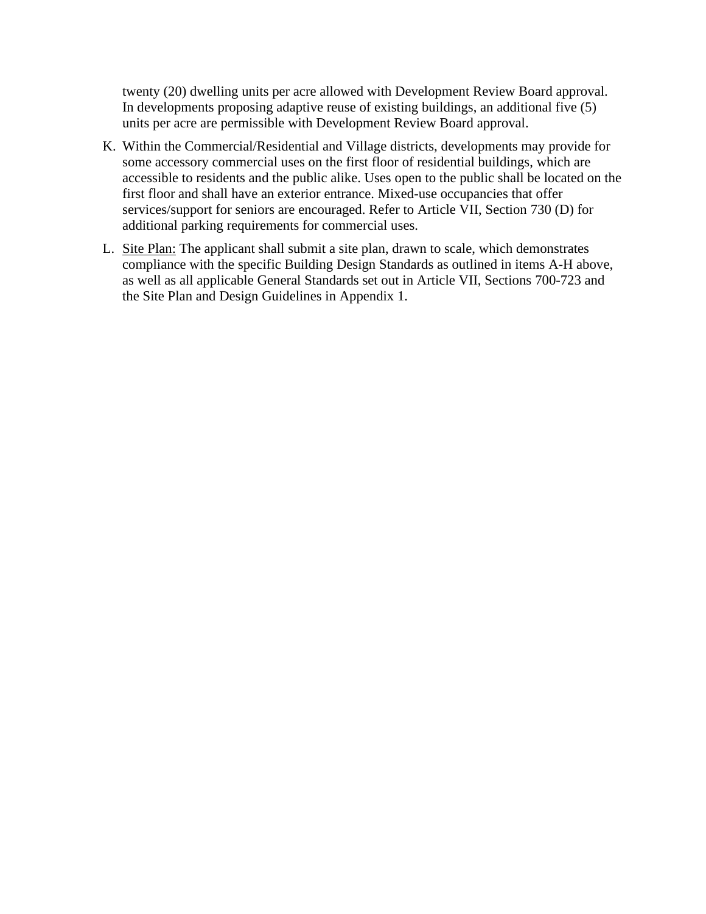twenty (20) dwelling units per acre allowed with Development Review Board approval. In developments proposing adaptive reuse of existing buildings, an additional five (5) units per acre are permissible with Development Review Board approval.

K. Within the Commercial/Residential and Village districts, developments may provide for some accessory commercial uses on the first floor of residential buildings, which are accessible to residents and the public alike. Uses open to the public shall be located on the first floor and shall have an exterior entrance. Mixed-use occupancies that offer services/support for seniors are encouraged. Refer to Article VII, Section 730 (D) for additional parking requirements for commercial uses.

L. <u>Site Plan:</u> The applicant shall submit a site plan, drawn to scale, which demonstrates compliance with the specific Building Design Standards as outlined in items A-H above, as well as all applicable General Standards set out in Article VII, Sections 700-723 and the Site Plan and Design Guidelines in Appendix 1.